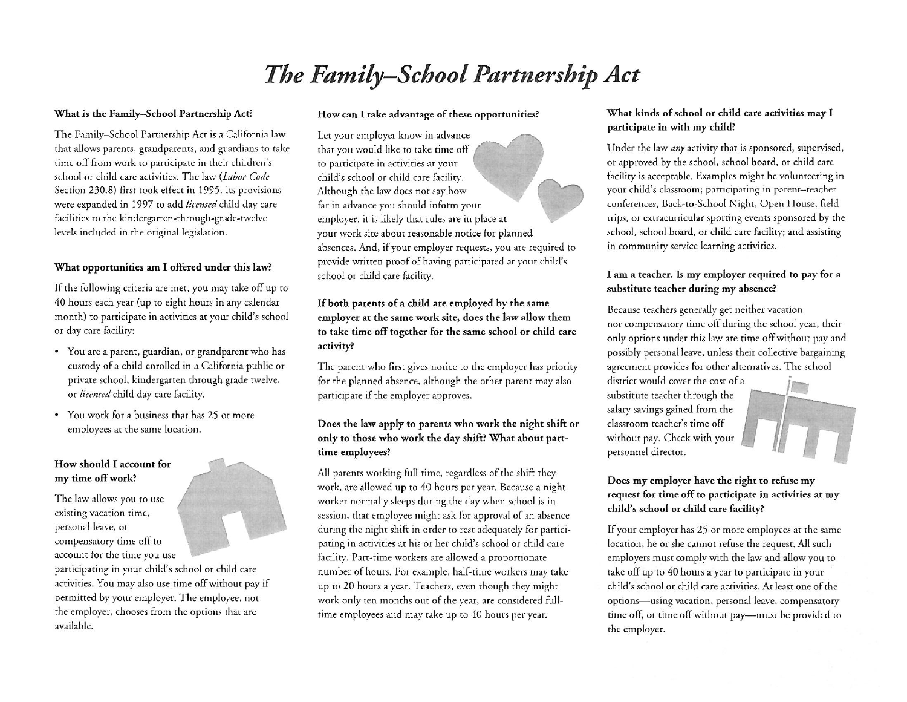# *The Family–School Partnership Act*

### What is the Family–School Partnership Act?

The Family–School Partnership Act is a California law that allows parents, grandparents, and guardians to take time off from work to participate in their children's school or child care activities. The law (*Labor Code* Section 230.8) first took effect in 1995. Its provisions were expanded in 1997 to add *licensed* child day care facilities to the kindergarten-through-grade-twelve levels included in the original legislation.

### What opportunities am I offered under this law?

If the following criteria are met, you may take off up to 40 hours each year (up to eight hours in any calendar month) to participate in activities at your child's school or day care facility:

- You are a parent, guardian, or grandparent who has custody of a child enrolled in a California public or private school, kindergarten through grade twelve, or *licensed* child day care facility.
- You work for a business that has 25 or more employees at the same location.

### How should I account for my time off work?

The law allows you to use existing vacation time, personal leave, or compensatory time off to account for the time you use participating in your child's school or child care activities. You may also use time off without pay if permitted by your employer. The employee, not the employer, chooses from the options that are available.

### How can I take advantage of these opportunities?

Let your employer know in advance that you would like to take time off to participate in activities at your child's school or child care facility. Although the law does not say how far in advance you should inform your employer, it is likely that rules are in place at your work site about reasonable notice for planned absences. And, if your employer requests, you are required to provide written proof of having participated at your child's school or child care facility.

### If both parents of a child are employed by the same employer at the same work site, does the law allow them to take time off together for the same school or child care activity?

The parent who first gives notice to the employer has priority for the planned absence, although the other parent may also participate if the employer approves.

### Does the law apply to parents who work the night shift or only to those who work the day shift? What about part-time employees?

All parents working full time, regardless of the shift they work, are allowed up to 40 hours per year. Because a night worker normally sleeps during the day when school is in session, that employee might ask for approval of an absence during the night shift in order to rest adequately for participating in activities at his or her child's school or child care facility. Part-time workers are allowed a proportionate number of hours. For example, half-time workers may take up to 20 hours a year. Teachers, even though they might work only ten months out of the year, are considered full-time employees and may take up to 40 hours per year.

### What kinds of school or child care activities may I participate in with my child?

Under the law *any* activity that is sponsored, supervised, or approved by the school, school board, or child care facility is acceptable. Examples might be volunteering in your child's classroom; participating in parent–teacher conferences, Back-to-School Night, Open House, field trips, or extracurricular sporting events sponsored by the school, school board, or child care facility; and assisting in community service learning activities.

### I am a teacher. Is my employer required to pay for a substitute teacher during my absence?

Because teachers generally get neither vacation nor compensatory time off during the school year, their only options under this law are time off without pay and possibly personal leave, unless their collective bargaining agreement provides for other alternatives. The school district would cover the cost of a substitute teacher through the salary savings gained from the classroom teacher's time off without pay. Check with your personnel director.

### Does my employer have the right to refuse my request for time off to participate in activities at my child's school or child care facility?

If your employer has 25 or more employees at the same location, he or she cannot refuse the request. All such employers must comply with the law and allow you to take off up to 40 hours a year to participate in your child's school or child care activities. At least one of the options—using vacation, personal leave, compensatory time off, or time off without pay—must be provided to the employer.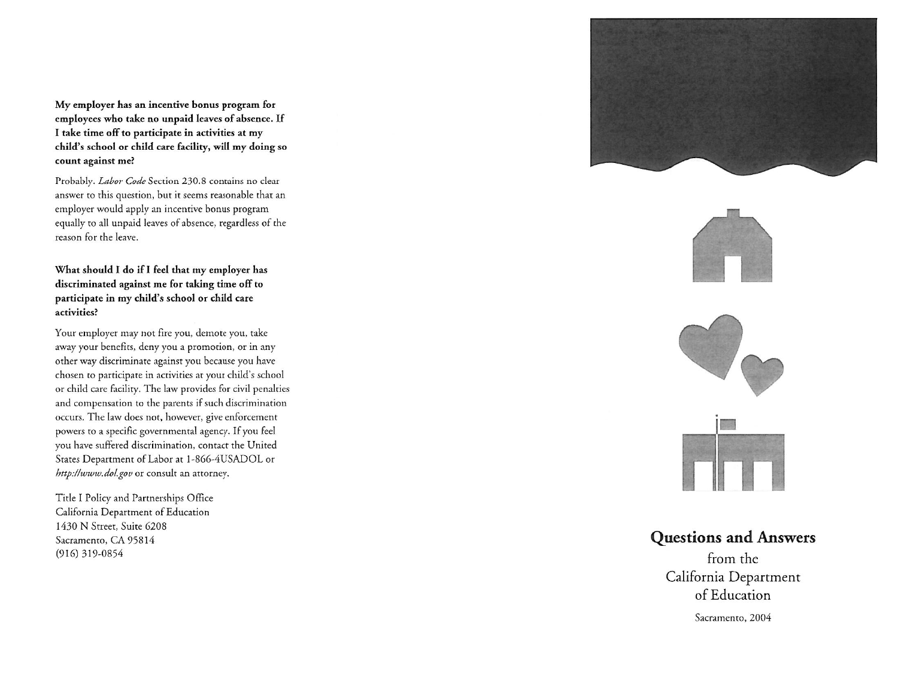**My employer has an incentive bonus program for employees who take no unpaid leaves of absence. If I take time off to participate in activities at my child's school or child care facility, will my doing so count against me?**

Probably. *Labor Code* Section 230.8 contains no clear answer to this question, but it seems reasonable that an employer would apply an incentive bonus program equally to all unpaid leaves of absence, regardless of the reason for the leave.

**What should I do if I feel that my employer has discriminated against me for taking time off to participate in my child's school or child care activities?**

Your employer may not fire you, demote you, take away your benefits, deny you a promotion, or in any other way discriminate against you because you have chosen to participate in activities at your child's school or child care facility. The law provides for civil penalties and compensation to the parents if such discrimination occurs. The law does not, however, give enforcement powers to a specific governmental agency. If you feel you have suffered discrimination, contact the United States Department of Labor at 1-866-4USADOL or *http://www.dol.gov* or consult an attorney.

Title I Policy and Partnerships Office
California Department of Education
1430 N Street, Suite 6208
Sacramento, CA 95814
(916) 319-0854

## Questions and Answers

from the
California Department
of Education

Sacramento, 2004